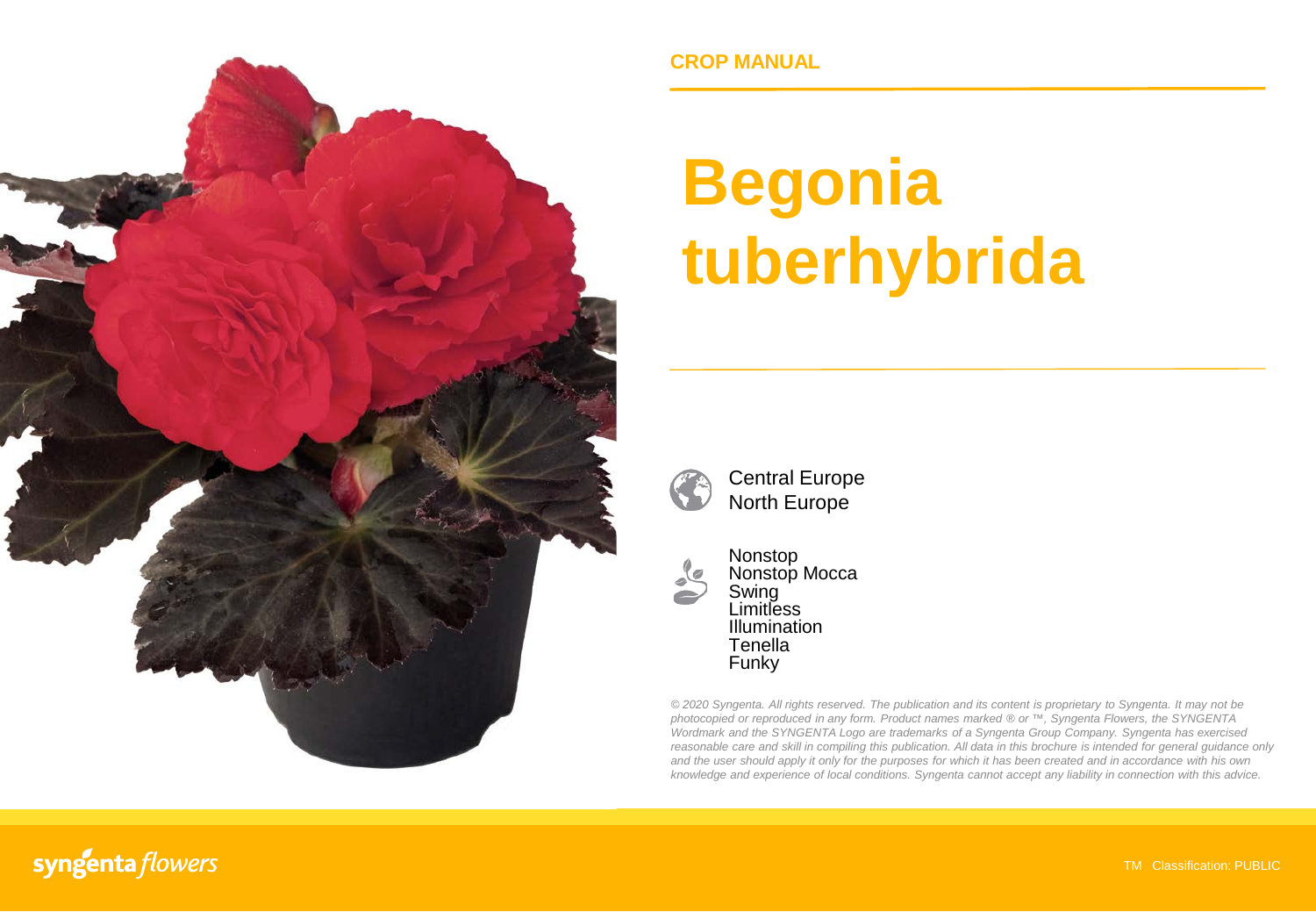CROP MANUAL

# Begonia tuberhybrida

Central Europe
North Europe

Nonstop
Nonstop Mocca
Swing
Limitless
Illumination
Tenella
Funky

*© 2020 Syngenta. All rights reserved. The publication and its content is proprietary to Syngenta. It may not be photocopied or reproduced in any form. Product names marked ® or ™, Syngenta Flowers, the SYNGENTA Wordmark and the SYNGENTA Logo are trademarks of a Syngenta Group Company. Syngenta has exercised reasonable care and skill in compiling this publication. All data in this brochure is intended for general guidance only and the user should apply it only for the purposes for which it has been created and in accordance with his own knowledge and experience of local conditions. Syngenta cannot accept any liability in connection with this advice.*

syngenta flowers

TM Classification: PUBLIC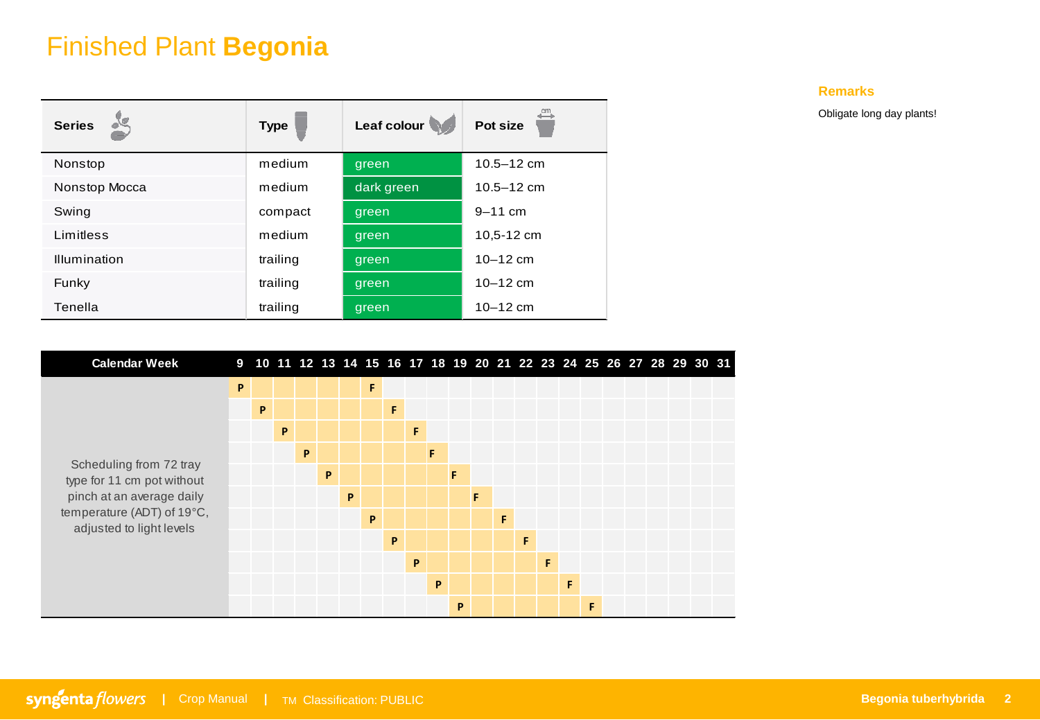# Finished Plant **Begonia**

| Series | Type | Leaf colour | Pot size |
|---|---|---|---|
| Nonstop | medium | green | 10.5–12 cm |
| Nonstop Mocca | medium | dark green | 10.5–12 cm |
| Swing | compact | green | 9–11 cm |
| Limitless | medium | green | 10,5-12 cm |
| Illumination | trailing | green | 10–12 cm |
| Funky | trailing | green | 10–12 cm |
| Tenella | trailing | green | 10–12 cm |

### Remarks

Obligate long day plants!

| Calendar Week | 9 | 10 | 11 | 12 | 13 | 14 | 15 | 16 | 17 | 18 | 19 | 20 | 21 | 22 | 23 | 24 | 25 | 26 | 27 | 28 | 29 | 30 | 31 |
|---|---|---|---|---|---|---|---|---|---|---|---|---|---|---|---|---|---|---|---|---|---|---|---|
| Scheduling from 72 tray type for 11 cm pot without pinch at an average daily temperature (ADT) of 19°C, adjusted to light levels | P | | | | | | F | | | | | | | | | | | | | | | | |
| | | P | | | | | | F | | | | | | | | | | | | | | | |
| | | | P | | | | | | F | | | | | | | | | | | | | | |
| | | | | P | | | | | | F | | | | | | | | | | | | | |
| | | | | | P | | | | | | F | | | | | | | | | | | | |
| | | | | | | P | | | | | | F | | | | | | | | | | | |
| | | | | | | | P | | | | | | F | | | | | | | | | | |
| | | | | | | | | P | | | | | | F | | | | | | | | | |
| | | | | | | | | | P | | | | | | F | | | | | | | | |
| | | | | | | | | | | P | | | | | | F | | | | | | | |
| | | | | | | | | | | | P | | | | | | F | | | | | | |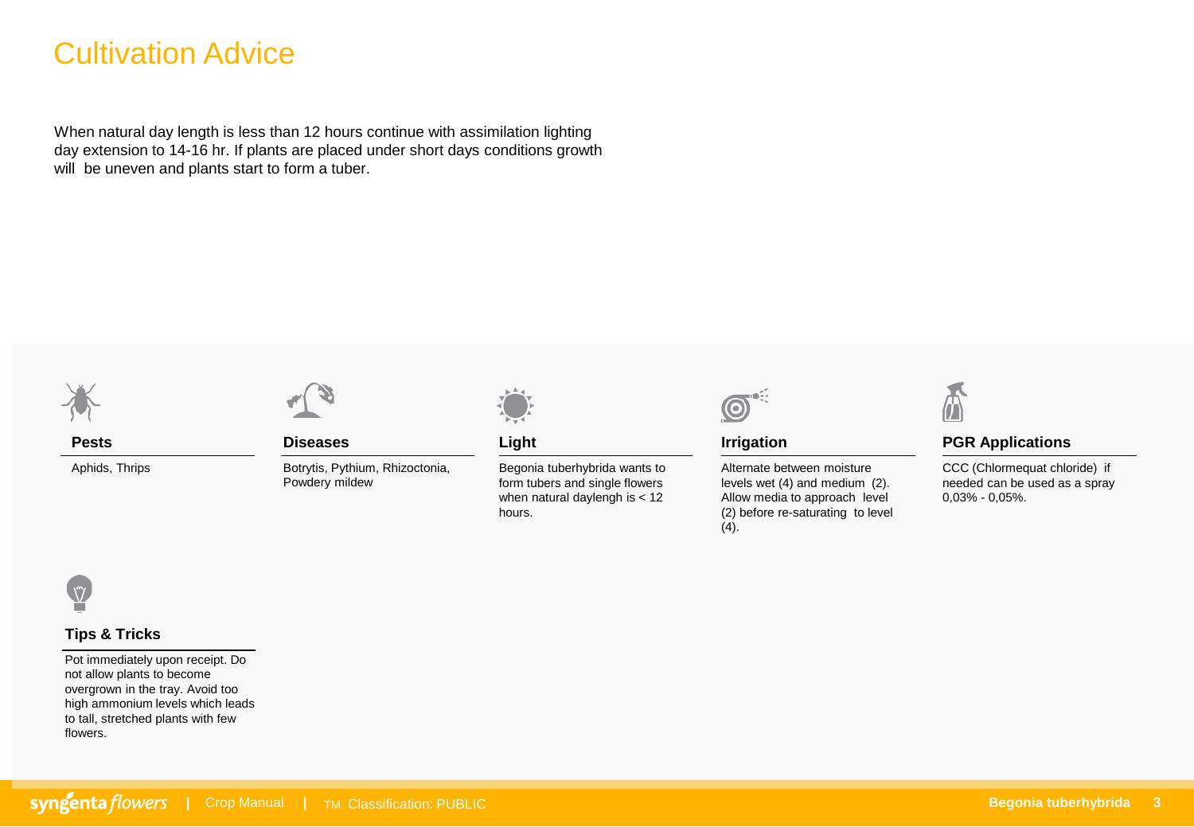# Cultivation Advice

When natural day length is less than 12 hours continue with assimilation lighting day extension to 14-16 hr. If plants are placed under short days conditions growth will be uneven and plants start to form a tuber.

### Pests

Aphids, Thrips

### Diseases

Botrytis, Pythium, Rhizoctonia, Powdery mildew

### Light

Begonia tuberhybrida wants to form tubers and single flowers when natural daylengh is < 12 hours.

### Irrigation

Alternate between moisture levels wet (4) and medium (2). Allow media to approach level (2) before re-saturating to level (4).

### PGR Applications

CCC (Chlormequat chloride) if needed can be used as a spray 0,03% - 0,05%.

### Tips & Tricks

Pot immediately upon receipt. Do not allow plants to become overgrown in the tray. Avoid too high ammonium levels which leads to tall, stretched plants with few flowers.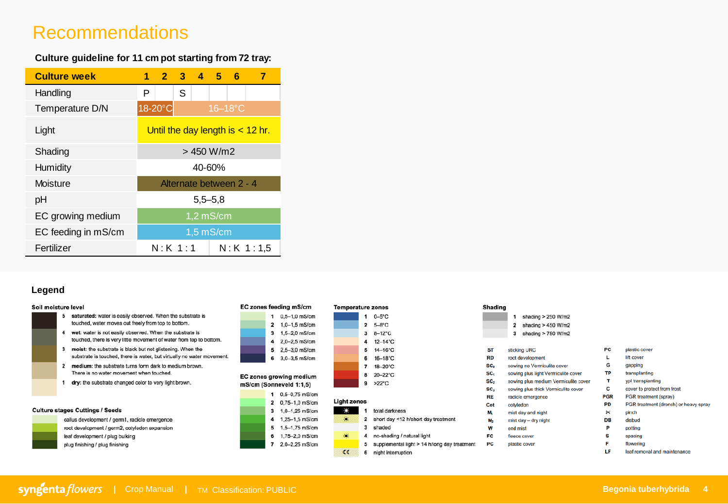# Recommendations

**Culture guideline for 11 cm pot starting from 72 tray:**

| Culture week | 1 | 2 | 3 | 4 | 5 | 6 | 7 |
|---|---|---|---|---|---|---|---|
| Handling | P | | S | | | | |
| Temperature D/N | 18-20°C | 16–18°C | | | | | |
| Light | Until the day length is < 12 hr. | | | | | | |
| Shading | > 450 W/m2 | | | | | | |
| Humidity | 40-60% | | | | | | |
| Moisture | Alternate between 2 - 4 | | | | | | |
| pH | 5,5–5,8 | | | | | | |
| EC growing medium | 1,2 mS/cm | | | | | | |
| EC feeding in mS/cm | 1,5 mS/cm | | | | | | |
| Fertilizer | N : K 1 : 1 | | | N : K 1 : 1,5 | | | |

## Legend

**Soil moisture level**

- 5 **saturated:** water is easily observed. When the substrate is touched, water moves out freely from top to bottom.
- 4 **wet:** water is not easily observed. When the substrate is touched, there is very little movement of water from top to bottom.
- 3 **moist:** the substrate is black but not glistening. When the substrate is touched, there is water, but virtually no water movement.
- 2 **medium:** the substrate turns form dark to medium brown. There is no water movement when touched.
- 1 **dry:** the substrate changed color to vary light brown.

**Culture stages Cuttings / Seeds**

- callus development / germ1, radicle emergence
- root development / germ2, cotyledon expansion
- leaf development / plug bulking
- plug finishing / plug finishing

**EC zones feeding mS/cm**

- 1 0,5–1,0 mS/cm
- 2 1,0–1,5 mS/cm
- 3 1,5–2,0 mS/cm
- 4 2,0–2,5 mS/cm
- 5 2,5–3,0 mS/cm
- 6 3,0–3,5 mS/cm

**EC zones growing medium mS/cm (Sonneveld 1:1,5)**

- 1 0,5–0,75 mS/cm
- 2 0,75–1,0 mS/cm
- 3 1,0–1,25 mS/cm
- 4 1,25–1,5 mS/cm
- 5 1,5–1,75 mS/cm
- 6 1,75–2,0 mS/cm
- 7 2,0–2,25 mS/cm

**Temperature zones**

- 1 0–5°C
- 2 5–8°C
- 3 8–12°C
- 4 12–14°C
- 5 14–16°C
- 6 16–18°C
- 7 18–20°C
- 8 20–22°C
- 9 >22°C

**Light zones**

- 1 total darkness
- 2 short day <12 h/short day treatment
- 3 shaded
- 4 no-shading / natural light
- 5 supplemental light > 14 h/long day treatment
- 6 night interruption

**Shading**

- 1 shading > 250 W/m2
- 2 shading > 450 W/m2
- 3 shading > 750 W/m2

| | | | |
|---|---|---|---|
| ST | sticking URC | PC | plastic cover |
| RD | root development | L | lift cover |
| $SC_0$ | sowing no Vermiculite cover | G | gapping |
| $SC_1$ | sowing plus light Vermiculite cover | TP | transplanting |
| $SC_2$ | sowing plus medium Vermiculite cover | T | ypl transplanting |
| $SC_3$ | sowing plus thick Vermiculite cover | C | cover to protect from frost |
| RE | radicle emergence | PGR | PGR treatment (spray) |
| Cot | cotyledon | PD | PGR treatment (drench) or heavy spray |
| $M_1$ | mist day and night | ✂ | pinch |
| $M_2$ | mist day – dry night | DB | disbud |
| W | end mist | P | potting |
| FC | fleece cover | S | spacing |
| PC | plastic cover | F | flowering |
| | | LF | leaf removal and maintenance |